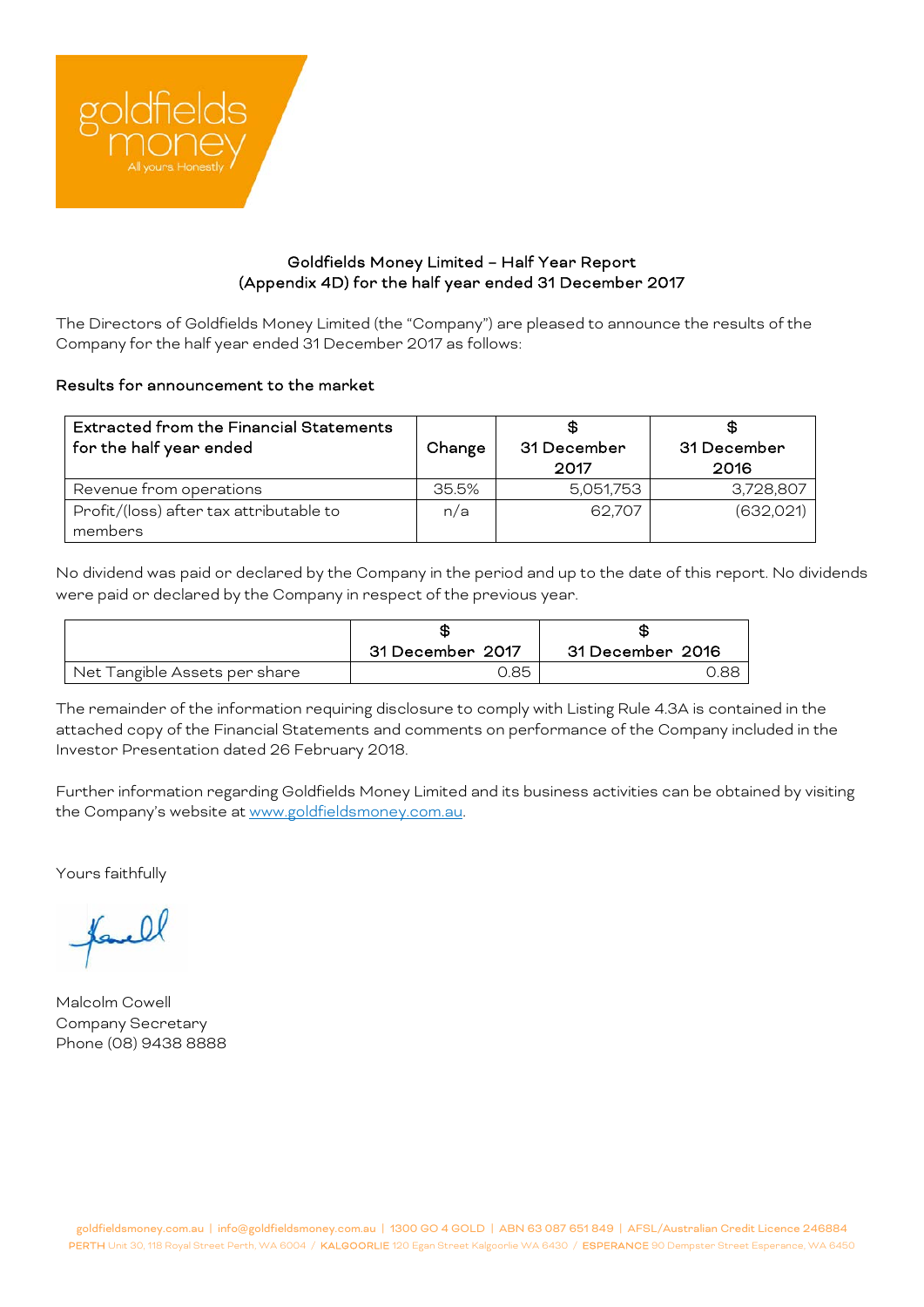goldfields money
All yours. Honestly

# Goldfields Money Limited – Half Year Report (Appendix 4D) for the half year ended 31 December 2017

The Directors of Goldfields Money Limited (the "Company") are pleased to announce the results of the Company for the half year ended 31 December 2017 as follows:

## Results for announcement to the market

| Extracted from the Financial Statements for the half year ended | Change | $ 31 December 2017 | $ 31 December 2016 |
|---|---|---|---|
| Revenue from operations | 35.5% | 5,051,753 | 3,728,807 |
| Profit/(loss) after tax attributable to members | n/a | 62,707 | (632,021) |

No dividend was paid or declared by the Company in the period and up to the date of this report. No dividends were paid or declared by the Company in respect of the previous year.

| | $ 31 December 2017 | $ 31 December 2016 |
|---|---|---|
| Net Tangible Assets per share | 0.85 | 0.88 |

The remainder of the information requiring disclosure to comply with Listing Rule 4.3A is contained in the attached copy of the Financial Statements and comments on performance of the Company included in the Investor Presentation dated 26 February 2018.

Further information regarding Goldfields Money Limited and its business activities can be obtained by visiting the Company's website at www.goldfieldsmoney.com.au.

Yours faithfully

Malcolm Cowell
Company Secretary
Phone (08) 9438 8888

goldfieldsmoney.com.au | info@goldfieldsmoney.com.au | 1300 GO 4 GOLD | ABN 63 087 651 849 | AFSL/Australian Credit Licence 246884
PERTH Unit 30, 118 Royal Street Perth, WA 6004 / KALGOORLIE 120 Egan Street Kalgoorlie WA 6430 / ESPERANCE 90 Dempster Street Esperance, WA 6450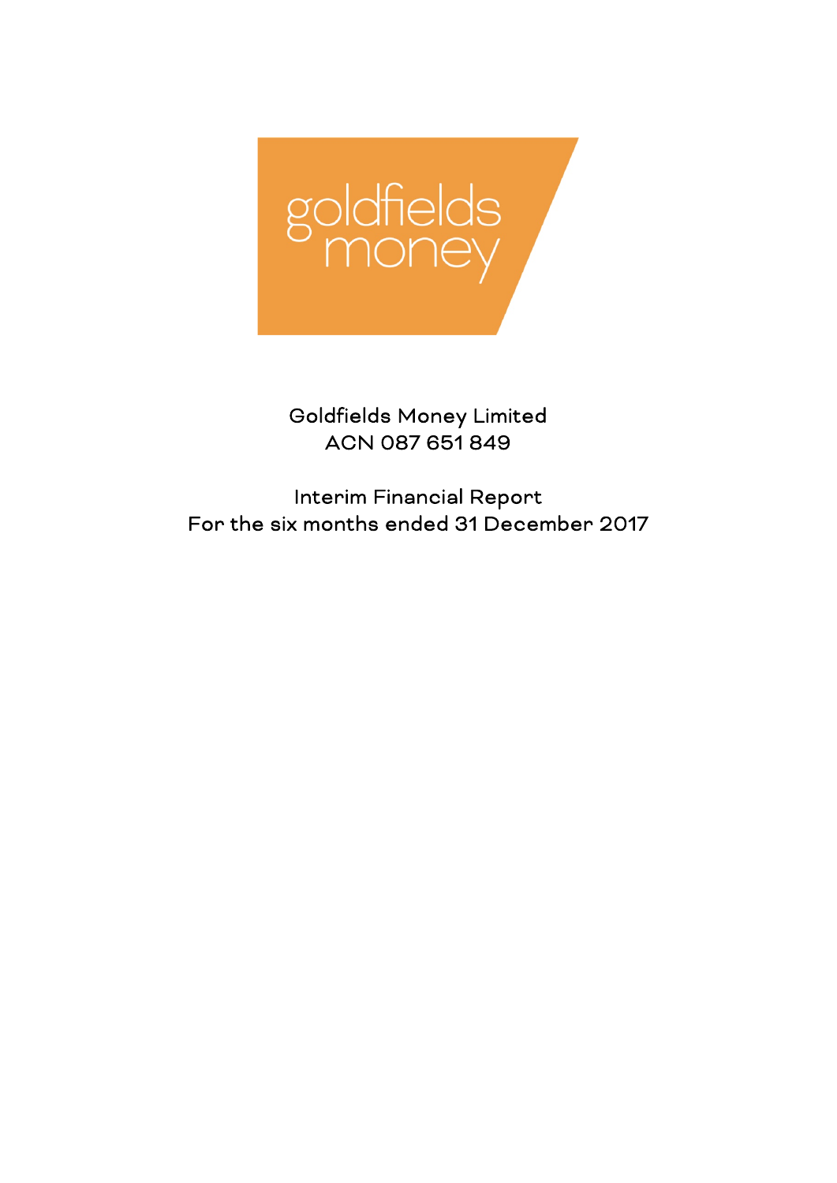goldfields money

Goldfields Money Limited
ACN 087 651 849

Interim Financial Report
For the six months ended 31 December 2017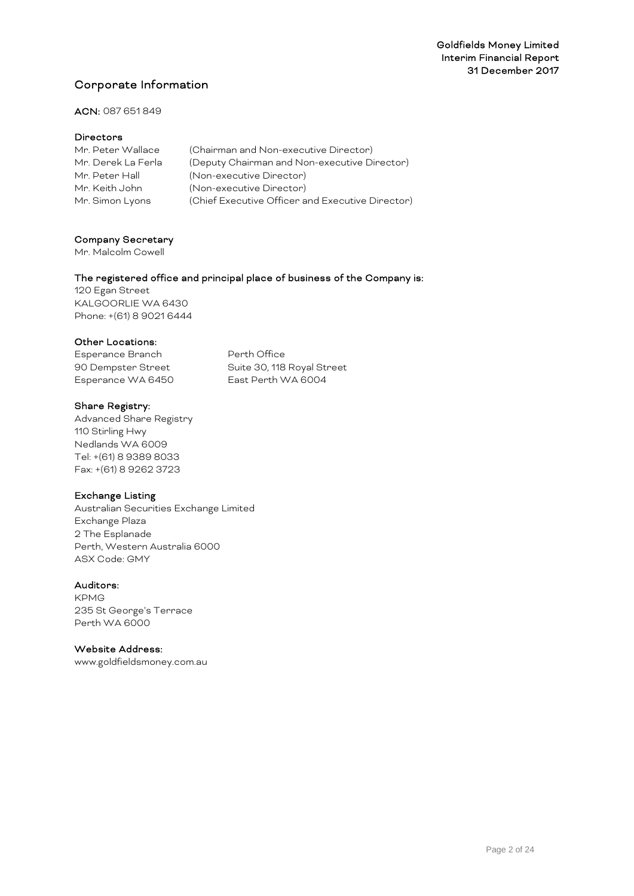## Corporate Information

**ACN:** 087 651 849

**Directors**

| | |
|---|---|
| Mr. Peter Wallace | (Chairman and Non-executive Director) |
| Mr. Derek La Ferla | (Deputy Chairman and Non-executive Director) |
| Mr. Peter Hall | (Non-executive Director) |
| Mr. Keith John | (Non-executive Director) |
| Mr. Simon Lyons | (Chief Executive Officer and Executive Director) |

**Company Secretary**

Mr. Malcolm Cowell

**The registered office and principal place of business of the Company is:**

120 Egan Street
KALGOORLIE WA 6430
Phone: +(61) 8 9021 6444

**Other Locations:**

| | |
|---|---|
| Esperance Branch | Perth Office |
| 90 Dempster Street | Suite 30, 118 Royal Street |
| Esperance WA 6450 | East Perth WA 6004 |

**Share Registry:**

Advanced Share Registry
110 Stirling Hwy
Nedlands WA 6009
Tel: +(61) 8 9389 8033
Fax: +(61) 8 9262 3723

**Exchange Listing**

Australian Securities Exchange Limited
Exchange Plaza
2 The Esplanade
Perth, Western Australia 6000
ASX Code: GMY

**Auditors:**

KPMG
235 St George's Terrace
Perth WA 6000

**Website Address:**

www.goldfieldsmoney.com.au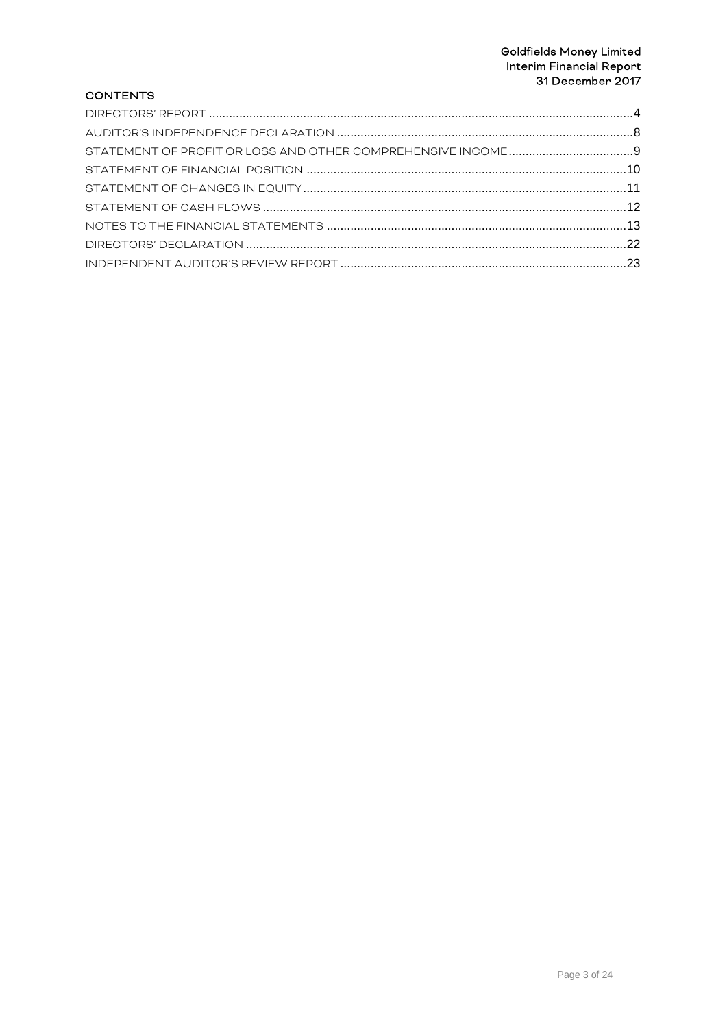## CONTENTS

| | |
|---|---|
| DIRECTORS' REPORT | 4 |
| AUDITOR'S INDEPENDENCE DECLARATION | 8 |
| STATEMENT OF PROFIT OR LOSS AND OTHER COMPREHENSIVE INCOME | 9 |
| STATEMENT OF FINANCIAL POSITION | 10 |
| STATEMENT OF CHANGES IN EQUITY | 11 |
| STATEMENT OF CASH FLOWS | 12 |
| NOTES TO THE FINANCIAL STATEMENTS | 13 |
| DIRECTORS' DECLARATION | 22 |
| INDEPENDENT AUDITOR'S REVIEW REPORT | 23 |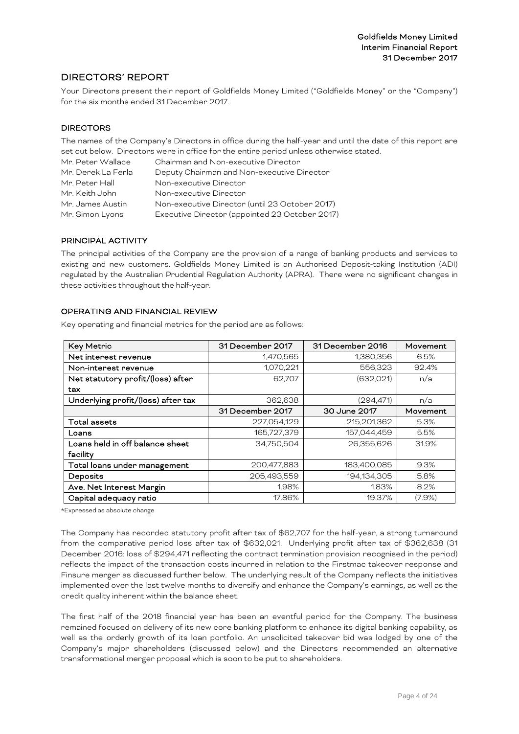## DIRECTORS' REPORT

Your Directors present their report of Goldfields Money Limited ("Goldfields Money" or the "Company") for the six months ended 31 December 2017.

### DIRECTORS

The names of the Company's Directors in office during the half-year and until the date of this report are set out below. Directors were in office for the entire period unless otherwise stated.

| | |
|---|---|
| Mr. Peter Wallace | Chairman and Non-executive Director |
| Mr. Derek La Ferla | Deputy Chairman and Non-executive Director |
| Mr. Peter Hall | Non-executive Director |
| Mr. Keith John | Non-executive Director |
| Mr. James Austin | Non-executive Director (until 23 October 2017) |
| Mr. Simon Lyons | Executive Director (appointed 23 October 2017) |

### PRINCIPAL ACTIVITY

The principal activities of the Company are the provision of a range of banking products and services to existing and new customers. Goldfields Money Limited is an Authorised Deposit-taking Institution (ADI) regulated by the Australian Prudential Regulation Authority (APRA). There were no significant changes in these activities throughout the half-year.

### OPERATING AND FINANCIAL REVIEW

Key operating and financial metrics for the period are as follows:

| Key Metric | 31 December 2017 | 31 December 2016 | Movement |
|---|---|---|---|
| Net interest revenue | 1,470,565 | 1,380,356 | 6.5% |
| Non-interest revenue | 1,070,221 | 556,323 | 92.4% |
| Net statutory profit/(loss) after tax | 62,707 | (632,021) | n/a |
| Underlying profit/(loss) after tax | 362,638 | (294,471) | n/a |
| | 31 December 2017 | 30 June 2017 | Movement |
| Total assets | 227,054,129 | 215,201,362 | 5.3% |
| Loans | 165,727,379 | 157,044,459 | 5.5% |
| Loans held in off balance sheet facility | 34,750,504 | 26,355,626 | 31.9% |
| Total loans under management | 200,477,883 | 183,400,085 | 9.3% |
| Deposits | 205,493,559 | 194,134,305 | 5.8% |
| Ave. Net Interest Margin | 1.98% | 1.83% | 8.2% |
| Capital adequacy ratio | 17.86% | 19.37% | (7.9%) |

*Expressed as absolute change

The Company has recorded statutory profit after tax of $62,707 for the half-year, a strong turnaround from the comparative period loss after tax of $632,021. Underlying profit after tax of $362,638 (31 December 2016: loss of $294,471 reflecting the contract termination provision recognised in the period) reflects the impact of the transaction costs incurred in relation to the Firstmac takeover response and Finsure merger as discussed further below. The underlying result of the Company reflects the initiatives implemented over the last twelve months to diversify and enhance the Company's earnings, as well as the credit quality inherent within the balance sheet.

The first half of the 2018 financial year has been an eventful period for the Company. The business remained focused on delivery of its new core banking platform to enhance its digital banking capability, as well as the orderly growth of its loan portfolio. An unsolicited takeover bid was lodged by one of the Company's major shareholders (discussed below) and the Directors recommended an alternative transformational merger proposal which is soon to be put to shareholders.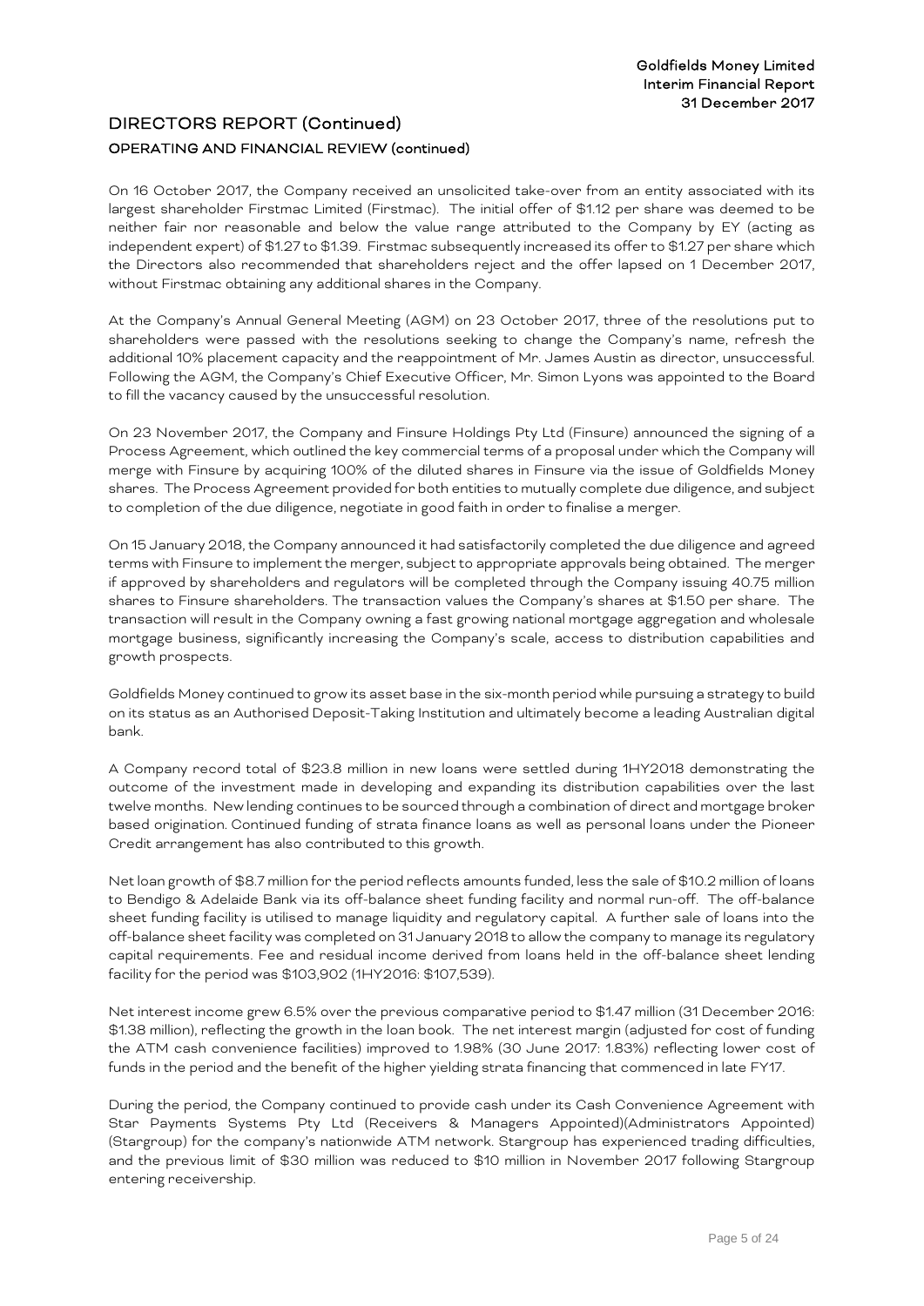## DIRECTORS REPORT (Continued)

### OPERATING AND FINANCIAL REVIEW (continued)

On 16 October 2017, the Company received an unsolicited take-over from an entity associated with its largest shareholder Firstmac Limited (Firstmac). The initial offer of $1.12 per share was deemed to be neither fair nor reasonable and below the value range attributed to the Company by EY (acting as independent expert) of $1.27 to $1.39. Firstmac subsequently increased its offer to $1.27 per share which the Directors also recommended that shareholders reject and the offer lapsed on 1 December 2017, without Firstmac obtaining any additional shares in the Company.

At the Company's Annual General Meeting (AGM) on 23 October 2017, three of the resolutions put to shareholders were passed with the resolutions seeking to change the Company's name, refresh the additional 10% placement capacity and the reappointment of Mr. James Austin as director, unsuccessful. Following the AGM, the Company's Chief Executive Officer, Mr. Simon Lyons was appointed to the Board to fill the vacancy caused by the unsuccessful resolution.

On 23 November 2017, the Company and Finsure Holdings Pty Ltd (Finsure) announced the signing of a Process Agreement, which outlined the key commercial terms of a proposal under which the Company will merge with Finsure by acquiring 100% of the diluted shares in Finsure via the issue of Goldfields Money shares. The Process Agreement provided for both entities to mutually complete due diligence, and subject to completion of the due diligence, negotiate in good faith in order to finalise a merger.

On 15 January 2018, the Company announced it had satisfactorily completed the due diligence and agreed terms with Finsure to implement the merger, subject to appropriate approvals being obtained. The merger if approved by shareholders and regulators will be completed through the Company issuing 40.75 million shares to Finsure shareholders. The transaction values the Company's shares at $1.50 per share. The transaction will result in the Company owning a fast growing national mortgage aggregation and wholesale mortgage business, significantly increasing the Company's scale, access to distribution capabilities and growth prospects.

Goldfields Money continued to grow its asset base in the six-month period while pursuing a strategy to build on its status as an Authorised Deposit-Taking Institution and ultimately become a leading Australian digital bank.

A Company record total of $23.8 million in new loans were settled during 1HY2018 demonstrating the outcome of the investment made in developing and expanding its distribution capabilities over the last twelve months. New lending continues to be sourced through a combination of direct and mortgage broker based origination. Continued funding of strata finance loans as well as personal loans under the Pioneer Credit arrangement has also contributed to this growth.

Net loan growth of $8.7 million for the period reflects amounts funded, less the sale of $10.2 million of loans to Bendigo & Adelaide Bank via its off-balance sheet funding facility and normal run-off. The off-balance sheet funding facility is utilised to manage liquidity and regulatory capital. A further sale of loans into the off-balance sheet facility was completed on 31 January 2018 to allow the company to manage its regulatory capital requirements. Fee and residual income derived from loans held in the off-balance sheet lending facility for the period was $103,902 (1HY2016: $107,539).

Net interest income grew 6.5% over the previous comparative period to $1.47 million (31 December 2016: $1.38 million), reflecting the growth in the loan book. The net interest margin (adjusted for cost of funding the ATM cash convenience facilities) improved to 1.98% (30 June 2017: 1.83%) reflecting lower cost of funds in the period and the benefit of the higher yielding strata financing that commenced in late FY17.

During the period, the Company continued to provide cash under its Cash Convenience Agreement with Star Payments Systems Pty Ltd (Receivers & Managers Appointed)(Administrators Appointed) (Stargroup) for the company's nationwide ATM network. Stargroup has experienced trading difficulties, and the previous limit of $30 million was reduced to $10 million in November 2017 following Stargroup entering receivership.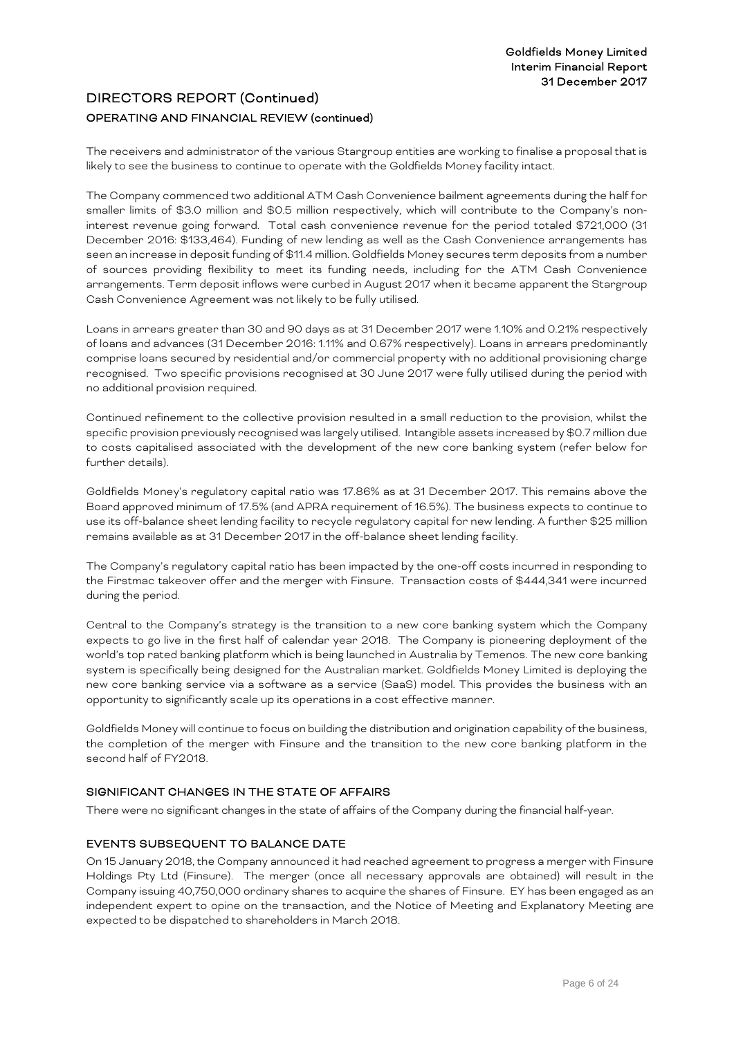# DIRECTORS REPORT (Continued)

## OPERATING AND FINANCIAL REVIEW (continued)

The receivers and administrator of the various Stargroup entities are working to finalise a proposal that is likely to see the business to continue to operate with the Goldfields Money facility intact.

The Company commenced two additional ATM Cash Convenience bailment agreements during the half for smaller limits of $3.0 million and $0.5 million respectively, which will contribute to the Company's non-interest revenue going forward. Total cash convenience revenue for the period totaled $721,000 (31 December 2016: $133,464). Funding of new lending as well as the Cash Convenience arrangements has seen an increase in deposit funding of $11.4 million. Goldfields Money secures term deposits from a number of sources providing flexibility to meet its funding needs, including for the ATM Cash Convenience arrangements. Term deposit inflows were curbed in August 2017 when it became apparent the Stargroup Cash Convenience Agreement was not likely to be fully utilised.

Loans in arrears greater than 30 and 90 days as at 31 December 2017 were 1.10% and 0.21% respectively of loans and advances (31 December 2016: 1.11% and 0.67% respectively). Loans in arrears predominantly comprise loans secured by residential and/or commercial property with no additional provisioning charge recognised. Two specific provisions recognised at 30 June 2017 were fully utilised during the period with no additional provision required.

Continued refinement to the collective provision resulted in a small reduction to the provision, whilst the specific provision previously recognised was largely utilised. Intangible assets increased by $0.7 million due to costs capitalised associated with the development of the new core banking system (refer below for further details).

Goldfields Money's regulatory capital ratio was 17.86% as at 31 December 2017. This remains above the Board approved minimum of 17.5% (and APRA requirement of 16.5%). The business expects to continue to use its off-balance sheet lending facility to recycle regulatory capital for new lending. A further $25 million remains available as at 31 December 2017 in the off-balance sheet lending facility.

The Company's regulatory capital ratio has been impacted by the one-off costs incurred in responding to the Firstmac takeover offer and the merger with Finsure. Transaction costs of $444,341 were incurred during the period.

Central to the Company's strategy is the transition to a new core banking system which the Company expects to go live in the first half of calendar year 2018. The Company is pioneering deployment of the world's top rated banking platform which is being launched in Australia by Temenos. The new core banking system is specifically being designed for the Australian market. Goldfields Money Limited is deploying the new core banking service via a software as a service (SaaS) model. This provides the business with an opportunity to significantly scale up its operations in a cost effective manner.

Goldfields Money will continue to focus on building the distribution and origination capability of the business, the completion of the merger with Finsure and the transition to the new core banking platform in the second half of FY2018.

## SIGNIFICANT CHANGES IN THE STATE OF AFFAIRS

There were no significant changes in the state of affairs of the Company during the financial half-year.

## EVENTS SUBSEQUENT TO BALANCE DATE

On 15 January 2018, the Company announced it had reached agreement to progress a merger with Finsure Holdings Pty Ltd (Finsure). The merger (once all necessary approvals are obtained) will result in the Company issuing 40,750,000 ordinary shares to acquire the shares of Finsure. EY has been engaged as an independent expert to opine on the transaction, and the Notice of Meeting and Explanatory Meeting are expected to be dispatched to shareholders in March 2018.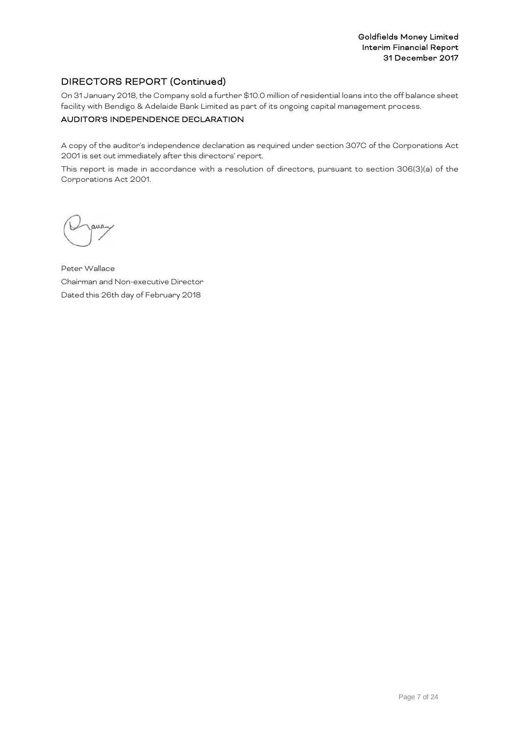## DIRECTORS REPORT (Continued)

On 31 January 2018, the Company sold a further $10.0 million of residential loans into the off balance sheet facility with Bendigo & Adelaide Bank Limited as part of its ongoing capital management process.

### AUDITOR'S INDEPENDENCE DECLARATION

A copy of the auditor's independence declaration as required under section 307C of the Corporations Act 2001 is set out immediately after this directors' report.

This report is made in accordance with a resolution of directors, pursuant to section 306(3)(a) of the Corporations Act 2001.

Peter Wallace
Chairman and Non-executive Director
Dated this 26th day of February 2018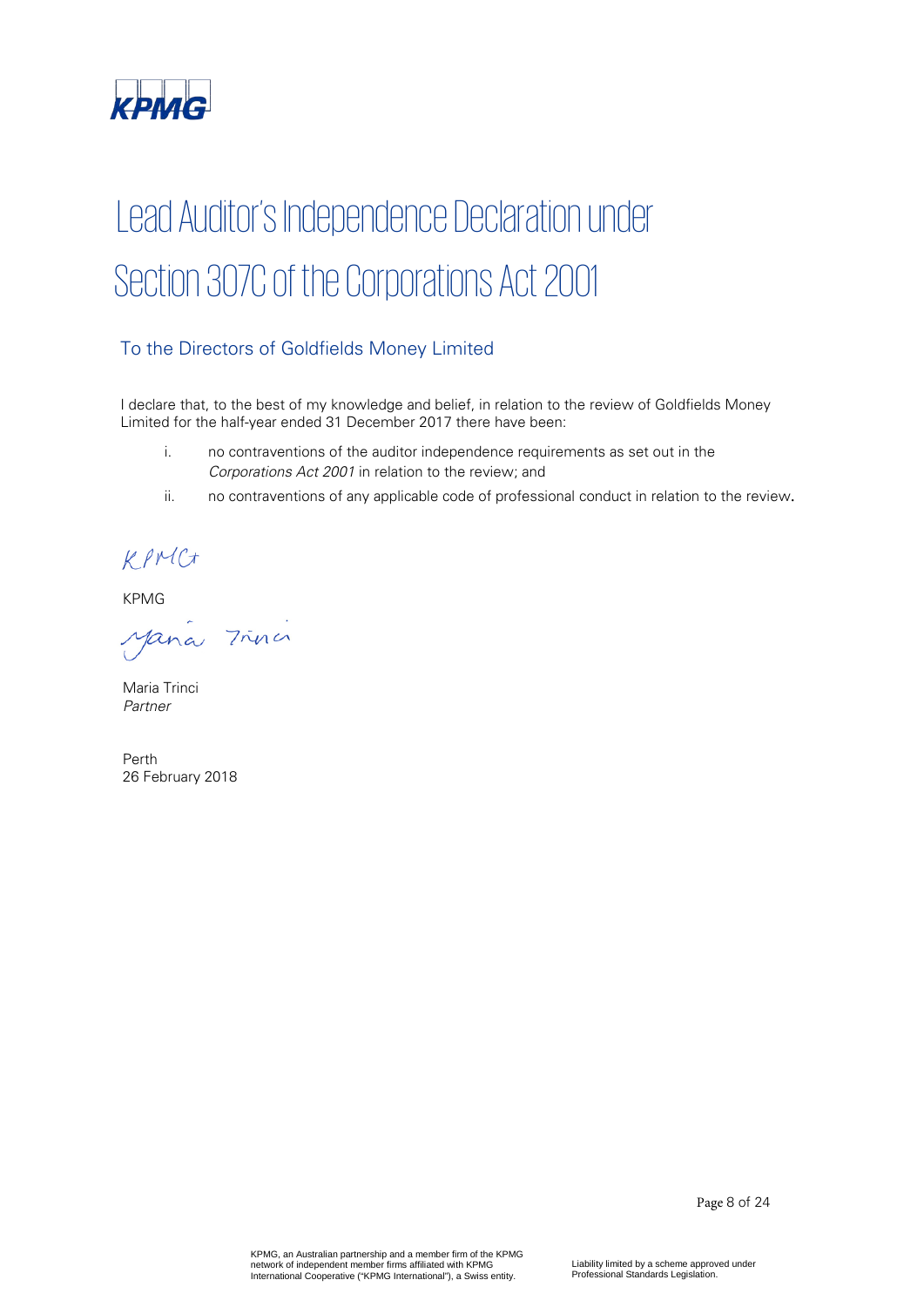# Lead Auditor's Independence Declaration under Section 307C of the Corporations Act 2001

## To the Directors of Goldfields Money Limited

I declare that, to the best of my knowledge and belief, in relation to the review of Goldfields Money Limited for the half-year ended 31 December 2017 there have been:

i. no contraventions of the auditor independence requirements as set out in the *Corporations Act 2001* in relation to the review; and

ii. no contraventions of any applicable code of professional conduct in relation to the review.

KPMG

Maria Trinci
*Partner*

Perth
26 February 2018

KPMG, an Australian partnership and a member firm of the KPMG network of independent member firms affiliated with KPMG International Cooperative ("KPMG International"), a Swiss entity.

Liability limited by a scheme approved under Professional Standards Legislation.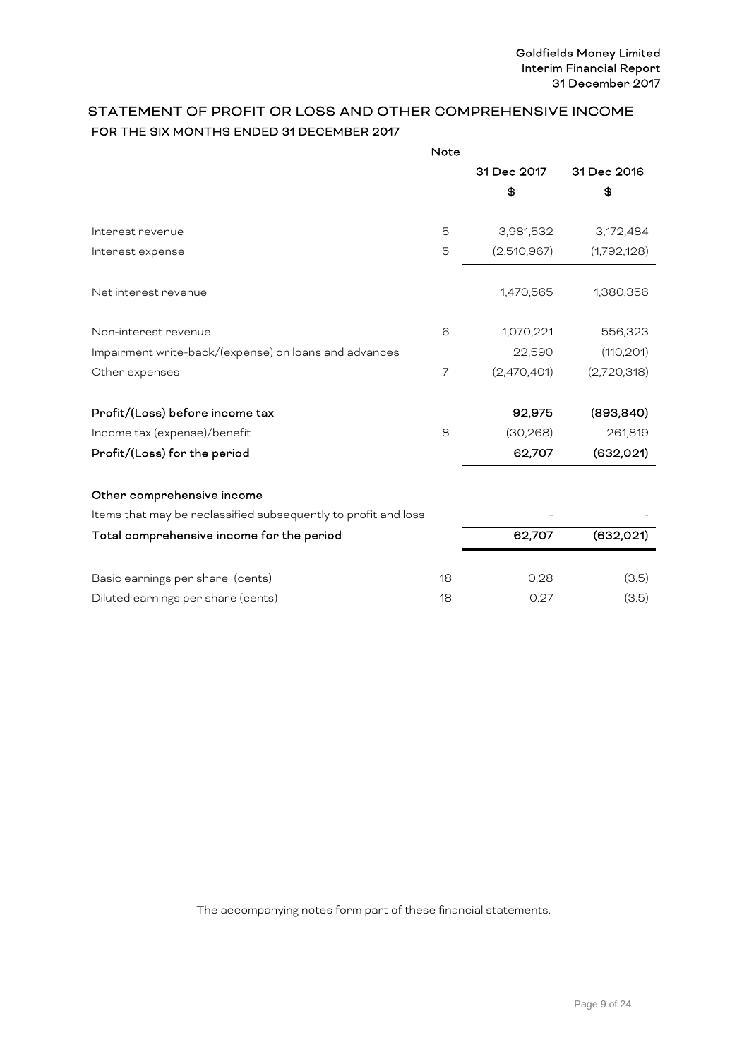## STATEMENT OF PROFIT OR LOSS AND OTHER COMPREHENSIVE INCOME

### FOR THE SIX MONTHS ENDED 31 DECEMBER 2017

| | Note | 31 Dec 2017 | 31 Dec 2016 |
|---|---|---|---|
| | | $ | $ |
| Interest revenue | 5 | 3,981,532 | 3,172,484 |
| Interest expense | 5 | (2,510,967) | (1,792,128) |
| Net interest revenue | | 1,470,565 | 1,380,356 |
| Non-interest revenue | 6 | 1,070,221 | 556,323 |
| Impairment write-back/(expense) on loans and advances | | 22,590 | (110,201) |
| Other expenses | 7 | (2,470,401) | (2,720,318) |
| **Profit/(Loss) before income tax** | | **92,975** | **(893,840)** |
| Income tax (expense)/benefit | 8 | (30,268) | 261,819 |
| **Profit/(Loss) for the period** | | **62,707** | **(632,021)** |
| **Other comprehensive income** | | | |
| Items that may be reclassified subsequently to profit and loss | | - | - |
| **Total comprehensive income for the period** | | **62,707** | **(632,021)** |
| Basic earnings per share (cents) | 18 | 0.28 | (3.5) |
| Diluted earnings per share (cents) | 18 | 0.27 | (3.5) |

The accompanying notes form part of these financial statements.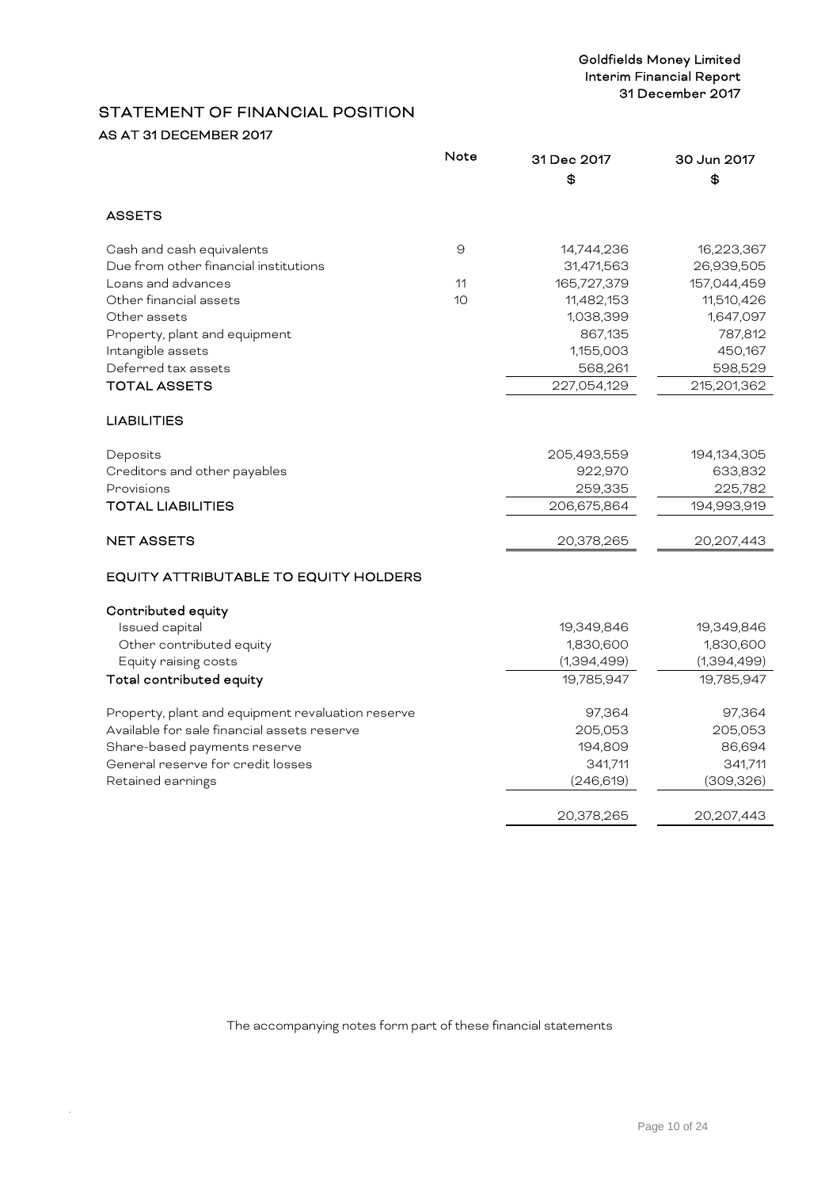## STATEMENT OF FINANCIAL POSITION

### AS AT 31 DECEMBER 2017

| | Note | 31 Dec 2017 $ | 30 Jun 2017 $ |
|---|---|---|---|
| **ASSETS** | | | |
| Cash and cash equivalents | 9 | 14,744,236 | 16,223,367 |
| Due from other financial institutions | | 31,471,563 | 26,939,505 |
| Loans and advances | 11 | 165,727,379 | 157,044,459 |
| Other financial assets | 10 | 11,482,153 | 11,510,426 |
| Other assets | | 1,038,399 | 1,647,097 |
| Property, plant and equipment | | 867,135 | 787,812 |
| Intangible assets | | 1,155,003 | 450,167 |
| Deferred tax assets | | 568,261 | 598,529 |
| **TOTAL ASSETS** | | 227,054,129 | 215,201,362 |
| **LIABILITIES** | | | |
| Deposits | | 205,493,559 | 194,134,305 |
| Creditors and other payables | | 922,970 | 633,832 |
| Provisions | | 259,335 | 225,782 |
| **TOTAL LIABILITIES** | | 206,675,864 | 194,993,919 |
| **NET ASSETS** | | 20,378,265 | 20,207,443 |
| **EQUITY ATTRIBUTABLE TO EQUITY HOLDERS** | | | |
| **Contributed equity** | | | |
| Issued capital | | 19,349,846 | 19,349,846 |
| Other contributed equity | | 1,830,600 | 1,830,600 |
| Equity raising costs | | (1,394,499) | (1,394,499) |
| **Total contributed equity** | | 19,785,947 | 19,785,947 |
| Property, plant and equipment revaluation reserve | | 97,364 | 97,364 |
| Available for sale financial assets reserve | | 205,053 | 205,053 |
| Share-based payments reserve | | 194,809 | 86,694 |
| General reserve for credit losses | | 341,711 | 341,711 |
| Retained earnings | | (246,619) | (309,326) |
| | | 20,378,265 | 20,207,443 |

The accompanying notes form part of these financial statements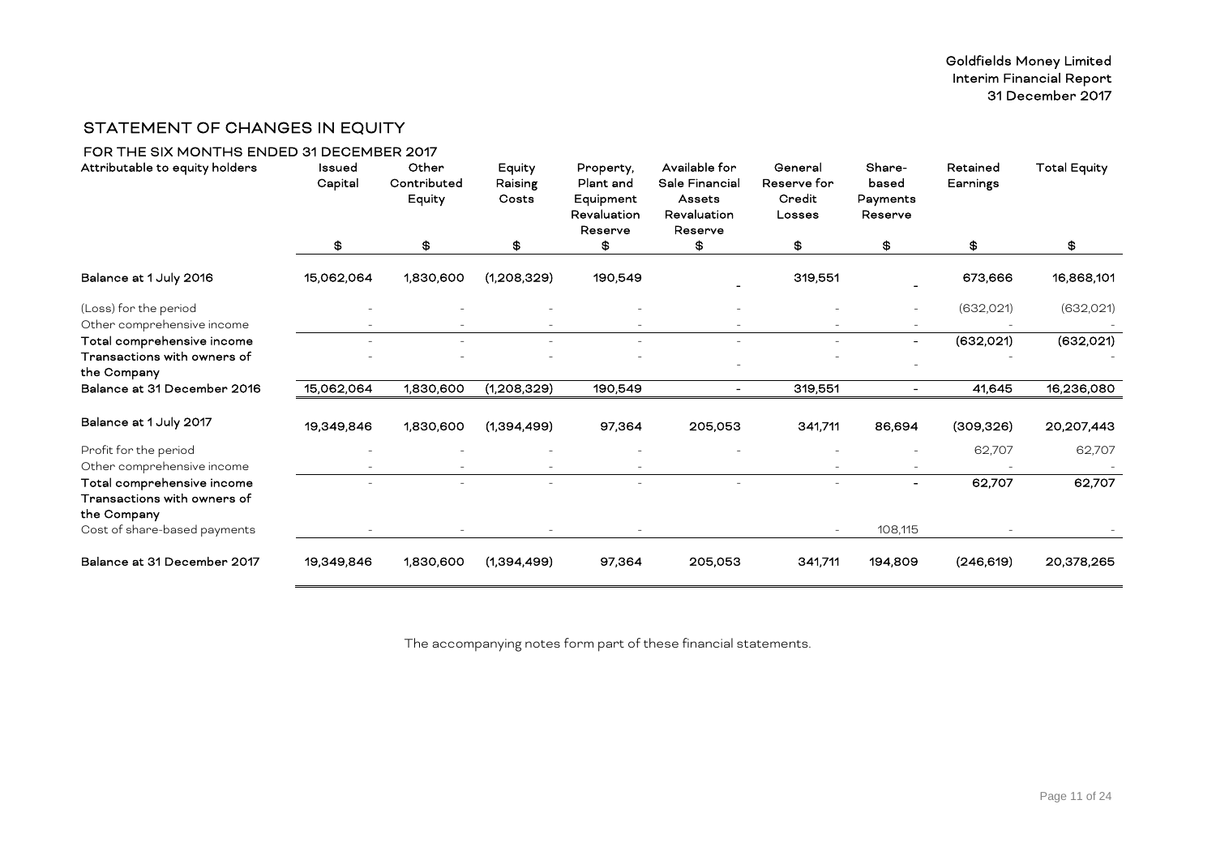Goldfields Money Limited
Interim Financial Report
31 December 2017

# STATEMENT OF CHANGES IN EQUITY

## FOR THE SIX MONTHS ENDED 31 DECEMBER 2017

| Attributable to equity holders | Issued Capital | Other Contributed Equity | Equity Raising Costs | Property, Plant and Equipment Revaluation Reserve | Available for Sale Financial Assets Revaluation Reserve | General Reserve for Credit Losses | Share-based Payments Reserve | Retained Earnings | Total Equity |
|---|---|---|---|---|---|---|---|---|---|
| | $ | $ | $ | $ | $ | $ | $ | $ | $ |
| **Balance at 1 July 2016** | 15,062,064 | 1,830,600 | (1,208,329) | 190,549 | - | 319,551 | - | 673,666 | 16,868,101 |
| (Loss) for the period | - | - | - | - | - | - | - | (632,021) | (632,021) |
| Other comprehensive income | - | - | - | - | - | - | - | - | - |
| **Total comprehensive income** | - | - | - | - | - | - | - | **(632,021)** | **(632,021)** |
| **Transactions with owners of the Company** | - | - | - | - | - | - | - | - | - |
| **Balance at 31 December 2016** | 15,062,064 | 1,830,600 | (1,208,329) | 190,549 | - | 319,551 | - | 41,645 | 16,236,080 |
| **Balance at 1 July 2017** | 19,349,846 | 1,830,600 | (1,394,499) | 97,364 | 205,053 | 341,711 | 86,694 | (309,326) | 20,207,443 |
| Profit for the period | - | - | - | - | - | - | - | 62,707 | 62,707 |
| Other comprehensive income | - | - | - | - | | - | - | - | - |
| **Total comprehensive income** | - | - | - | - | - | - | - | **62,707** | **62,707** |
| **Transactions with owners of the Company** | | | | | | | | | |
| Cost of share-based payments | - | - | - | - | | - | 108,115 | - | - |
| **Balance at 31 December 2017** | 19,349,846 | 1,830,600 | (1,394,499) | 97,364 | 205,053 | 341,711 | 194,809 | (246,619) | 20,378,265 |

The accompanying notes form part of these financial statements.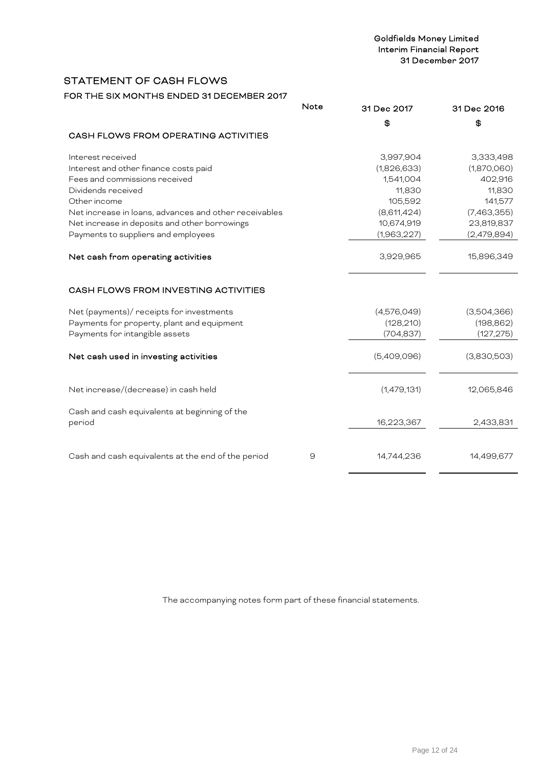Goldfields Money Limited
Interim Financial Report
31 December 2017

# STATEMENT OF CASH FLOWS

## FOR THE SIX MONTHS ENDED 31 DECEMBER 2017

| | Note | 31 Dec 2017 | 31 Dec 2016 |
|---|---|---|---|
| | | $ | $ |
| **CASH FLOWS FROM OPERATING ACTIVITIES** | | | |
| Interest received | | 3,997,904 | 3,333,498 |
| Interest and other finance costs paid | | (1,826,633) | (1,870,060) |
| Fees and commissions received | | 1,541,004 | 402,916 |
| Dividends received | | 11,830 | 11,830 |
| Other income | | 105,592 | 141,577 |
| Net increase in loans, advances and other receivables | | (8,611,424) | (7,463,355) |
| Net increase in deposits and other borrowings | | 10,674,919 | 23,819,837 |
| Payments to suppliers and employees | | (1,963,227) | (2,479,894) |
| **Net cash from operating activities** | | 3,929,965 | 15,896,349 |
| **CASH FLOWS FROM INVESTING ACTIVITIES** | | | |
| Net (payments)/ receipts for investments | | (4,576,049) | (3,504,366) |
| Payments for property, plant and equipment | | (128,210) | (198,862) |
| Payments for intangible assets | | (704,837) | (127,275) |
| **Net cash used in investing activities** | | (5,409,096) | (3,830,503) |
| Net increase/(decrease) in cash held | | (1,479,131) | 12,065,846 |
| Cash and cash equivalents at beginning of the period | | 16,223,367 | 2,433,831 |
| Cash and cash equivalents at the end of the period | 9 | 14,744,236 | 14,499,677 |

The accompanying notes form part of these financial statements.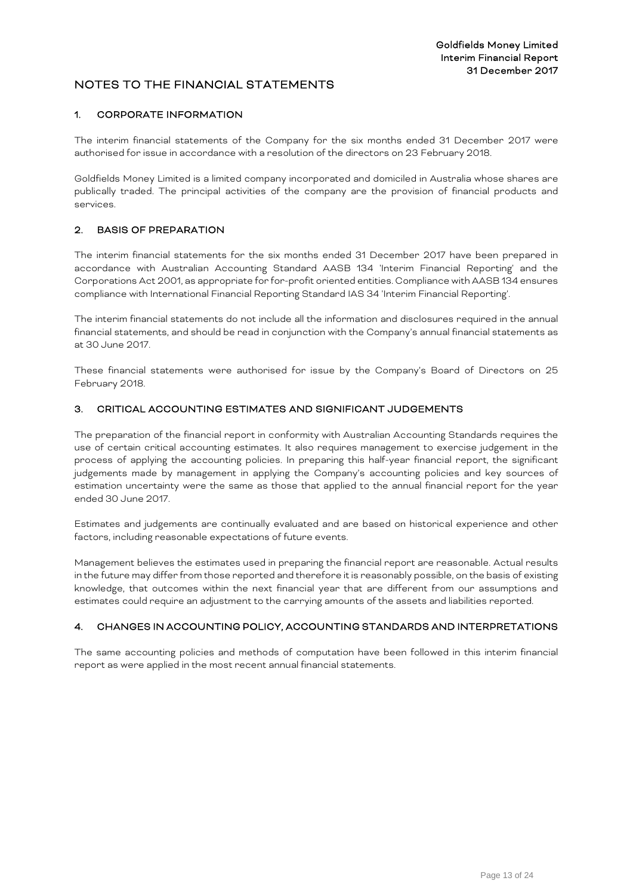# NOTES TO THE FINANCIAL STATEMENTS

## 1. CORPORATE INFORMATION

The interim financial statements of the Company for the six months ended 31 December 2017 were authorised for issue in accordance with a resolution of the directors on 23 February 2018.

Goldfields Money Limited is a limited company incorporated and domiciled in Australia whose shares are publically traded. The principal activities of the company are the provision of financial products and services.

## 2. BASIS OF PREPARATION

The interim financial statements for the six months ended 31 December 2017 have been prepared in accordance with Australian Accounting Standard AASB 134 'Interim Financial Reporting' and the Corporations Act 2001, as appropriate for for-profit oriented entities. Compliance with AASB 134 ensures compliance with International Financial Reporting Standard IAS 34 'Interim Financial Reporting'.

The interim financial statements do not include all the information and disclosures required in the annual financial statements, and should be read in conjunction with the Company's annual financial statements as at 30 June 2017.

These financial statements were authorised for issue by the Company's Board of Directors on 25 February 2018.

## 3. CRITICAL ACCOUNTING ESTIMATES AND SIGNIFICANT JUDGEMENTS

The preparation of the financial report in conformity with Australian Accounting Standards requires the use of certain critical accounting estimates. It also requires management to exercise judgement in the process of applying the accounting policies. In preparing this half-year financial report, the significant judgements made by management in applying the Company's accounting policies and key sources of estimation uncertainty were the same as those that applied to the annual financial report for the year ended 30 June 2017.

Estimates and judgements are continually evaluated and are based on historical experience and other factors, including reasonable expectations of future events.

Management believes the estimates used in preparing the financial report are reasonable. Actual results in the future may differ from those reported and therefore it is reasonably possible, on the basis of existing knowledge, that outcomes within the next financial year that are different from our assumptions and estimates could require an adjustment to the carrying amounts of the assets and liabilities reported.

## 4. CHANGES IN ACCOUNTING POLICY, ACCOUNTING STANDARDS AND INTERPRETATIONS

The same accounting policies and methods of computation have been followed in this interim financial report as were applied in the most recent annual financial statements.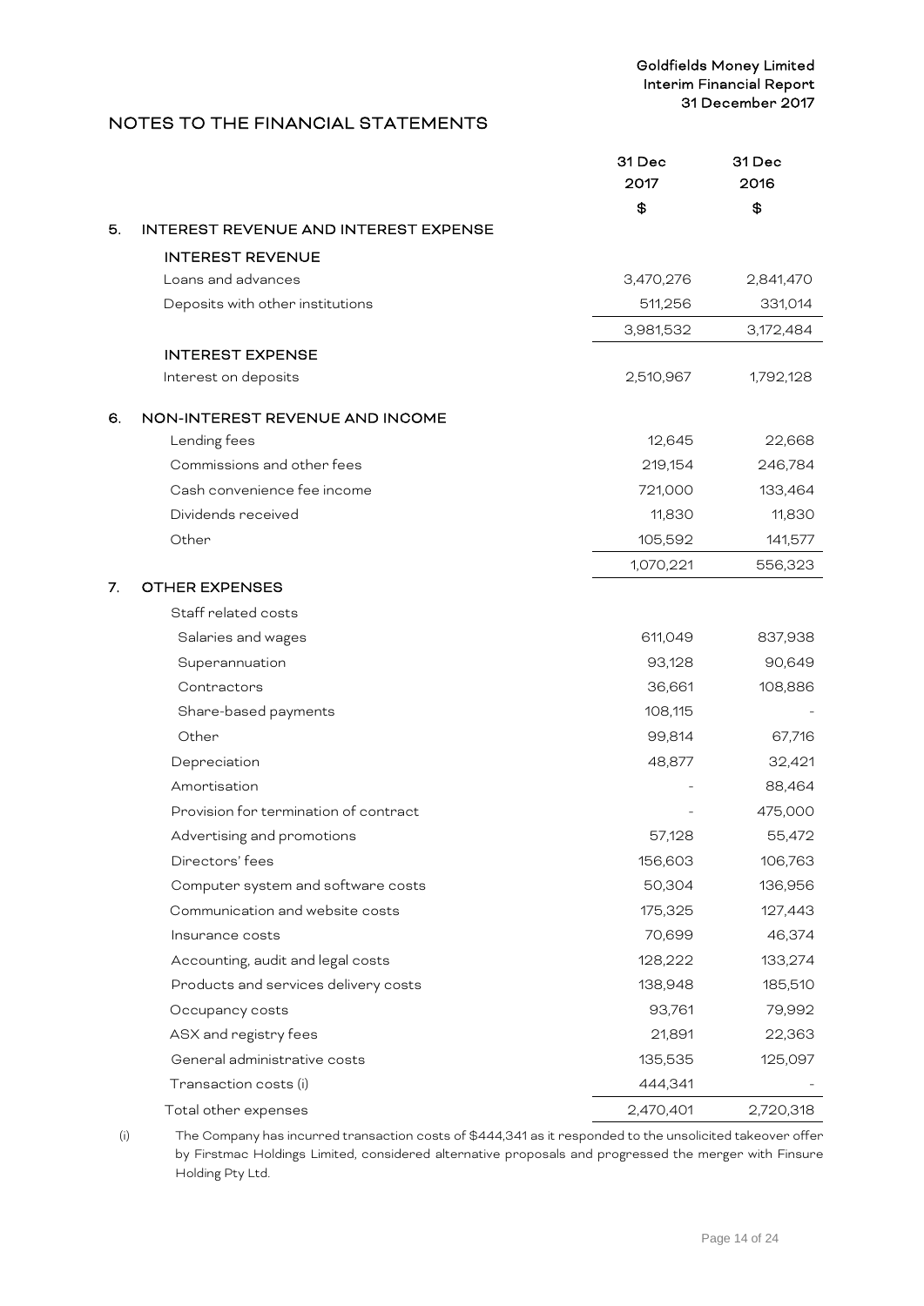## NOTES TO THE FINANCIAL STATEMENTS

| | 31 Dec 2017 $ | 31 Dec 2016 $ |
|---|---|---|
| **5. INTEREST REVENUE AND INTEREST EXPENSE** | | |
| **INTEREST REVENUE** | | |
| Loans and advances | 3,470,276 | 2,841,470 |
| Deposits with other institutions | 511,256 | 331,014 |
| | 3,981,532 | 3,172,484 |
| **INTEREST EXPENSE** | | |
| Interest on deposits | 2,510,967 | 1,792,128 |
| **6. NON-INTEREST REVENUE AND INCOME** | | |
| Lending fees | 12,645 | 22,668 |
| Commissions and other fees | 219,154 | 246,784 |
| Cash convenience fee income | 721,000 | 133,464 |
| Dividends received | 11,830 | 11,830 |
| Other | 105,592 | 141,577 |
| | 1,070,221 | 556,323 |
| **7. OTHER EXPENSES** | | |
| Staff related costs | | |
| Salaries and wages | 611,049 | 837,938 |
| Superannuation | 93,128 | 90,649 |
| Contractors | 36,661 | 108,886 |
| Share-based payments | 108,115 | - |
| Other | 99,814 | 67,716 |
| Depreciation | 48,877 | 32,421 |
| Amortisation | - | 88,464 |
| Provision for termination of contract | - | 475,000 |
| Advertising and promotions | 57,128 | 55,472 |
| Directors' fees | 156,603 | 106,763 |
| Computer system and software costs | 50,304 | 136,956 |
| Communication and website costs | 175,325 | 127,443 |
| Insurance costs | 70,699 | 46,374 |
| Accounting, audit and legal costs | 128,222 | 133,274 |
| Products and services delivery costs | 138,948 | 185,510 |
| Occupancy costs | 93,761 | 79,992 |
| ASX and registry fees | 21,891 | 22,363 |
| General administrative costs | 135,535 | 125,097 |
| Transaction costs (i) | 444,341 | - |
| Total other expenses | 2,470,401 | 2,720,318 |

(i) The Company has incurred transaction costs of $444,341 as it responded to the unsolicited takeover offer by Firstmac Holdings Limited, considered alternative proposals and progressed the merger with Finsure Holding Pty Ltd.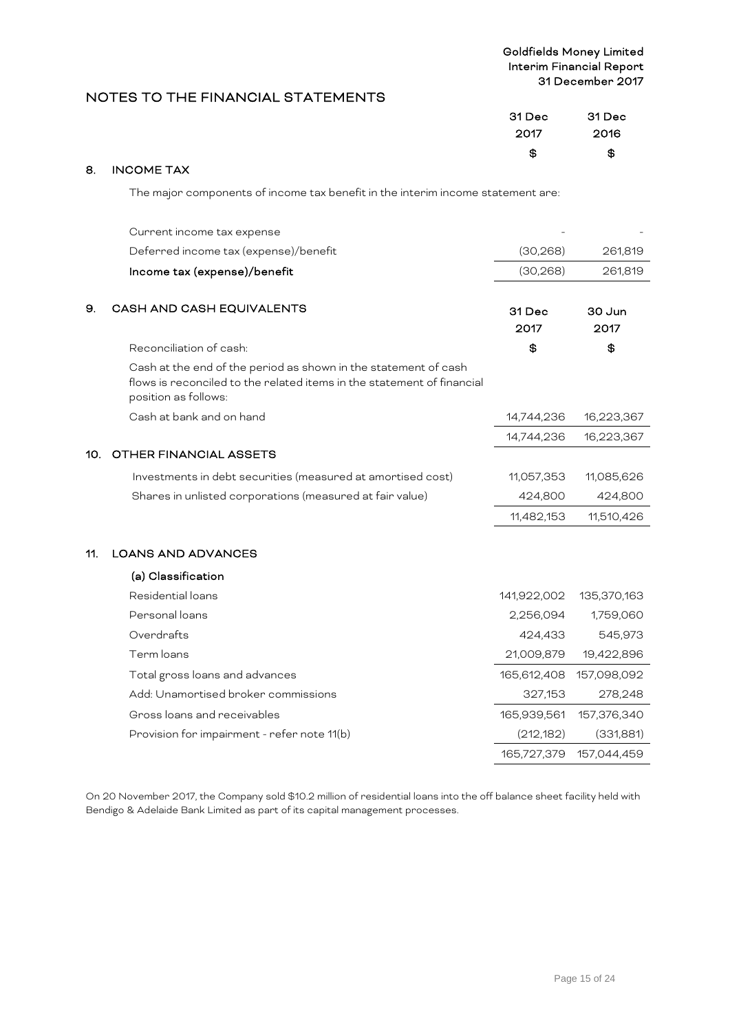## NOTES TO THE FINANCIAL STATEMENTS

| | | 31 Dec 2017 | 31 Dec 2016 |
|---|---|---|---|
| | | $ | $ |

### 8. INCOME TAX

The major components of income tax benefit in the interim income statement are:

| | 31 Dec 2017 $ | 31 Dec 2016 $ |
|---|---|---|
| Current income tax expense | - | - |
| Deferred income tax (expense)/benefit | (30,268) | 261,819 |
| **Income tax (expense)/benefit** | (30,268) | 261,819 |

### 9. CASH AND CASH EQUIVALENTS

| | 31 Dec 2017 | 30 Jun 2017 |
|---|---|---|
| Reconciliation of cash: | $ | $ |
| Cash at the end of the period as shown in the statement of cash flows is reconciled to the related items in the statement of financial position as follows: | | |
| Cash at bank and on hand | 14,744,236 | 16,223,367 |
| | 14,744,236 | 16,223,367 |

### 10. OTHER FINANCIAL ASSETS

| | 31 Dec 2017 $ | 30 Jun 2017 $ |
|---|---|---|
| Investments in debt securities (measured at amortised cost) | 11,057,353 | 11,085,626 |
| Shares in unlisted corporations (measured at fair value) | 424,800 | 424,800 |
| | 11,482,153 | 11,510,426 |

### 11. LOANS AND ADVANCES

**(a) Classification**

| | 31 Dec 2017 $ | 30 Jun 2017 $ |
|---|---|---|
| Residential loans | 141,922,002 | 135,370,163 |
| Personal loans | 2,256,094 | 1,759,060 |
| Overdrafts | 424,433 | 545,973 |
| Term loans | 21,009,879 | 19,422,896 |
| Total gross loans and advances | 165,612,408 | 157,098,092 |
| Add: Unamortised broker commissions | 327,153 | 278,248 |
| Gross loans and receivables | 165,939,561 | 157,376,340 |
| Provision for impairment - refer note 11(b) | (212,182) | (331,881) |
| | 165,727,379 | 157,044,459 |

On 20 November 2017, the Company sold $10.2 million of residential loans into the off balance sheet facility held with Bendigo & Adelaide Bank Limited as part of its capital management processes.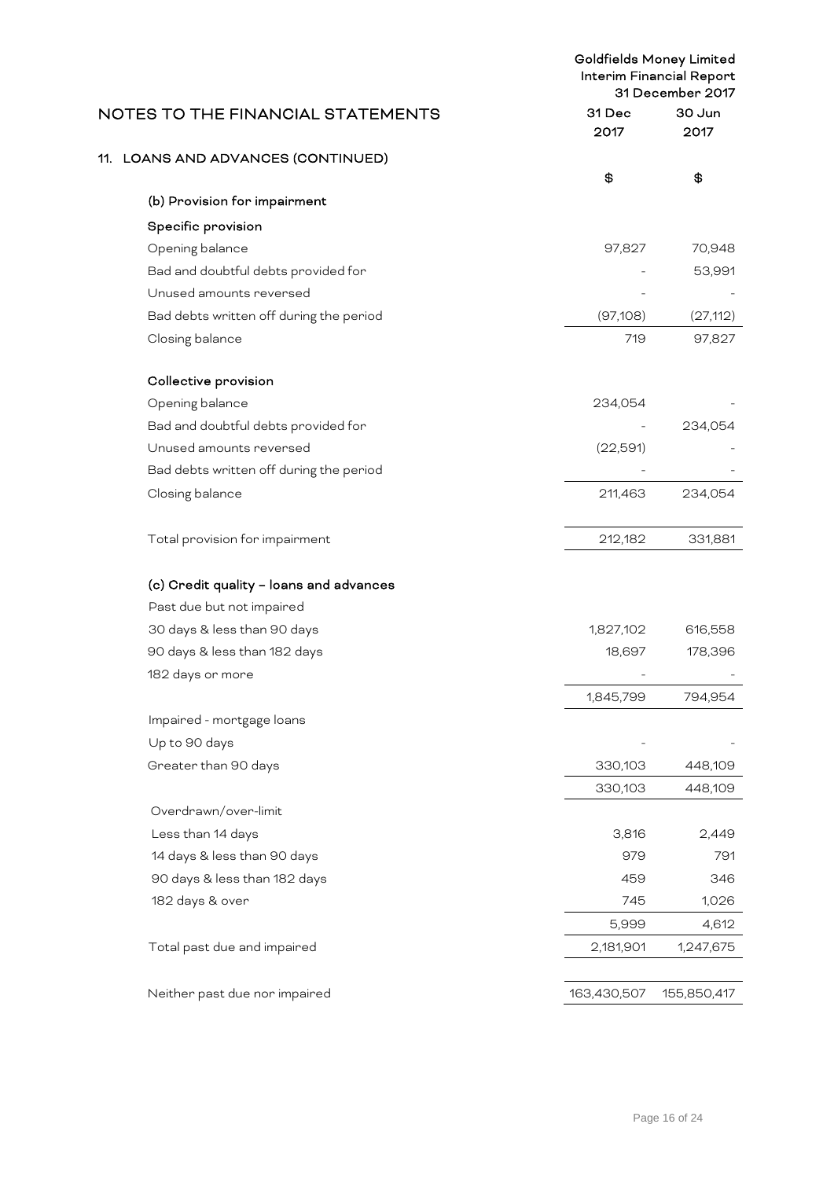# NOTES TO THE FINANCIAL STATEMENTS

## 11. LOANS AND ADVANCES (CONTINUED)

| | 31 Dec 2017 | 30 Jun 2017 |
|---|---|---|
| | $ | $ |
| **(b) Provision for impairment** | | |
| **Specific provision** | | |
| Opening balance | 97,827 | 70,948 |
| Bad and doubtful debts provided for | - | 53,991 |
| Unused amounts reversed | - | - |
| Bad debts written off during the period | (97,108) | (27,112) |
| Closing balance | 719 | 97,827 |
| **Collective provision** | | |
| Opening balance | 234,054 | - |
| Bad and doubtful debts provided for | - | 234,054 |
| Unused amounts reversed | (22,591) | - |
| Bad debts written off during the period | - | - |
| Closing balance | 211,463 | 234,054 |
| Total provision for impairment | 212,182 | 331,881 |
| **(c) Credit quality – loans and advances** | | |
| Past due but not impaired | | |
| 30 days & less than 90 days | 1,827,102 | 616,558 |
| 90 days & less than 182 days | 18,697 | 178,396 |
| 182 days or more | - | - |
| | 1,845,799 | 794,954 |
| Impaired - mortgage loans | | |
| Up to 90 days | - | - |
| Greater than 90 days | 330,103 | 448,109 |
| | 330,103 | 448,109 |
| Overdrawn/over-limit | | |
| Less than 14 days | 3,816 | 2,449 |
| 14 days & less than 90 days | 979 | 791 |
| 90 days & less than 182 days | 459 | 346 |
| 182 days & over | 745 | 1,026 |
| | 5,999 | 4,612 |
| Total past due and impaired | 2,181,901 | 1,247,675 |
| Neither past due nor impaired | 163,430,507 | 155,850,417 |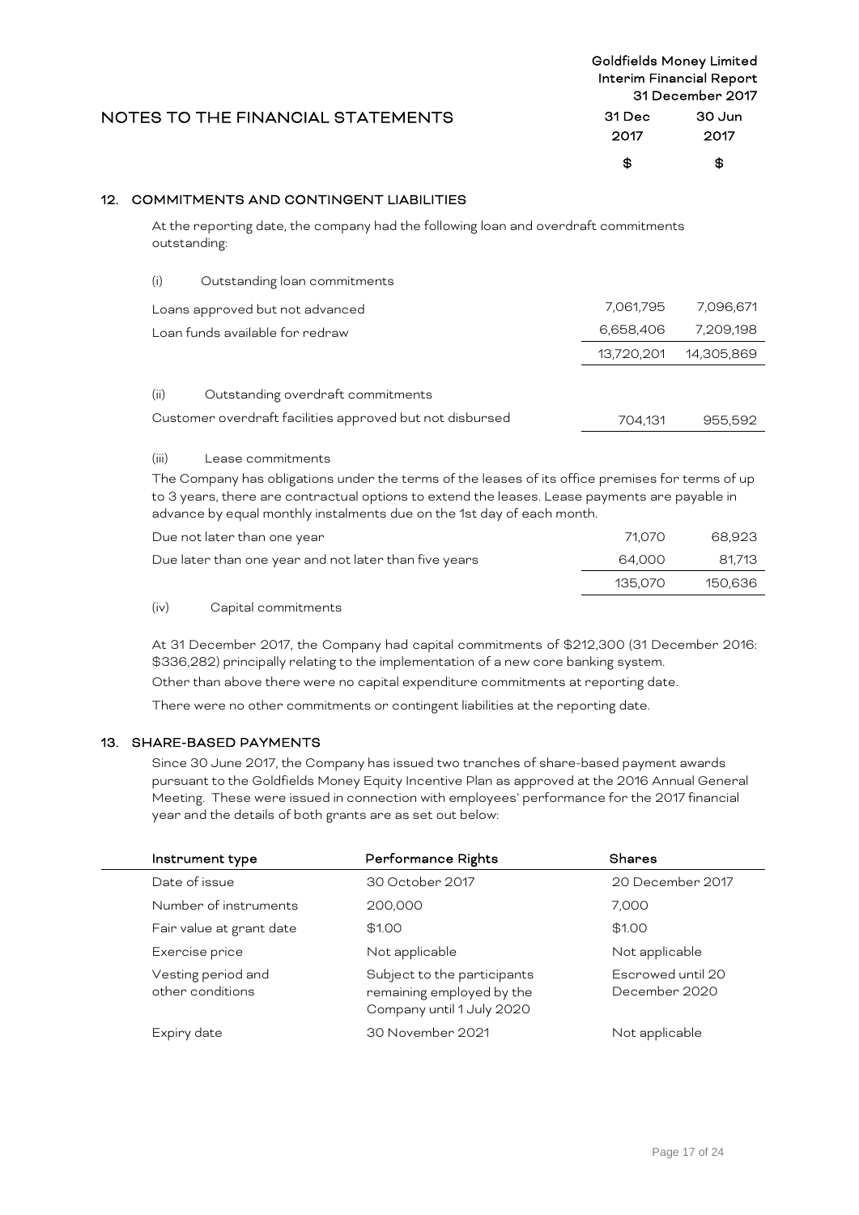## NOTES TO THE FINANCIAL STATEMENTS

|  | 31 Dec 2017 | 30 Jun 2017 |
|---|---|---|
|  | $ | $ |

### 12. COMMITMENTS AND CONTINGENT LIABILITIES

At the reporting date, the company had the following loan and overdraft commitments outstanding:

| | 31 Dec 2017 $ | 30 Jun 2017 $ |
|---|---|---|
| (i) Outstanding loan commitments | | |
| Loans approved but not advanced | 7,061,795 | 7,096,671 |
| Loan funds available for redraw | 6,658,406 | 7,209,198 |
| | 13,720,201 | 14,305,869 |
| (ii) Outstanding overdraft commitments | | |
| Customer overdraft facilities approved but not disbursed | 704,131 | 955,592 |

(iii) Lease commitments

The Company has obligations under the terms of the leases of its office premises for terms of up to 3 years, there are contractual options to extend the leases. Lease payments are payable in advance by equal monthly instalments due on the 1st day of each month.

| | 31 Dec 2017 $ | 30 Jun 2017 $ |
|---|---|---|
| Due not later than one year | 71,070 | 68,923 |
| Due later than one year and not later than five years | 64,000 | 81,713 |
| | 135,070 | 150,636 |

(iv) Capital commitments

At 31 December 2017, the Company had capital commitments of $212,300 (31 December 2016: $336,282) principally relating to the implementation of a new core banking system.

Other than above there were no capital expenditure commitments at reporting date.

There were no other commitments or contingent liabilities at the reporting date.

### 13. SHARE-BASED PAYMENTS

Since 30 June 2017, the Company has issued two tranches of share-based payment awards pursuant to the Goldfields Money Equity Incentive Plan as approved at the 2016 Annual General Meeting. These were issued in connection with employees' performance for the 2017 financial year and the details of both grants are as set out below:

| Instrument type | Performance Rights | Shares |
|---|---|---|
| Date of issue | 30 October 2017 | 20 December 2017 |
| Number of instruments | 200,000 | 7,000 |
| Fair value at grant date | $1.00 | $1.00 |
| Exercise price | Not applicable | Not applicable |
| Vesting period and other conditions | Subject to the participants remaining employed by the Company until 1 July 2020 | Escrowed until 20 December 2020 |
| Expiry date | 30 November 2021 | Not applicable |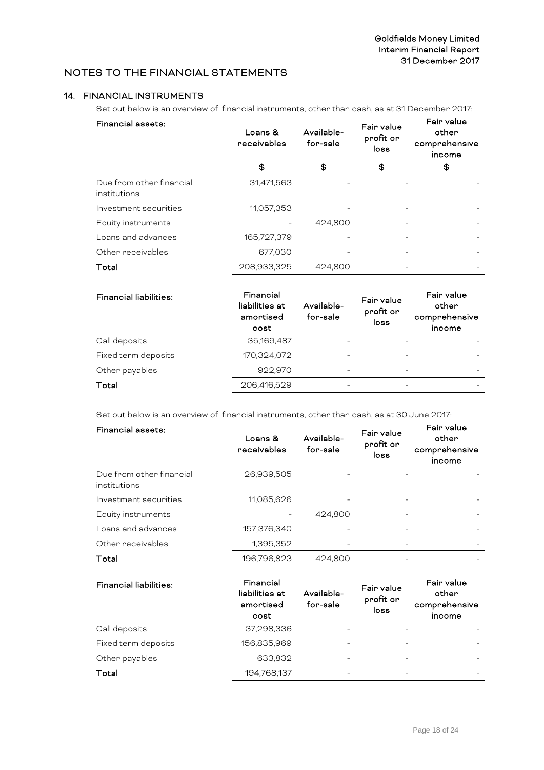## NOTES TO THE FINANCIAL STATEMENTS

### 14. FINANCIAL INSTRUMENTS

Set out below is an overview of financial instruments, other than cash, as at 31 December 2017:

| Financial assets: | Loans & receivables | Available-for-sale | Fair value profit or loss | Fair value other comprehensive income |
|---|---|---|---|---|
| | $ | $ | $ | $ |
| Due from other financial institutions | 31,471,563 | - | - | - |
| Investment securities | 11,057,353 | - | - | - |
| Equity instruments | - | 424,800 | - | - |
| Loans and advances | 165,727,379 | - | - | - |
| Other receivables | 677,030 | - | - | - |
| **Total** | 208,933,325 | 424,800 | - | - |

| Financial liabilities: | Financial liabilities at amortised cost | Available-for-sale | Fair value profit or loss | Fair value other comprehensive income |
|---|---|---|---|---|
| Call deposits | 35,169,487 | - | - | - |
| Fixed term deposits | 170,324,072 | - | - | - |
| Other payables | 922,970 | - | - | - |
| **Total** | 206,416,529 | - | - | - |

Set out below is an overview of financial instruments, other than cash, as at 30 June 2017:

| Financial assets: | Loans & receivables | Available-for-sale | Fair value profit or loss | Fair value other comprehensive income |
|---|---|---|---|---|
| Due from other financial institutions | 26,939,505 | - | - | - |
| Investment securities | 11,085,626 | - | - | - |
| Equity instruments | - | 424,800 | - | - |
| Loans and advances | 157,376,340 | - | - | - |
| Other receivables | 1,395,352 | - | - | - |
| **Total** | 196,796,823 | 424,800 | - | - |

| Financial liabilities: | Financial liabilities at amortised cost | Available-for-sale | Fair value profit or loss | Fair value other comprehensive income |
|---|---|---|---|---|
| Call deposits | 37,298,336 | - | - | - |
| Fixed term deposits | 156,835,969 | - | - | - |
| Other payables | 633,832 | - | - | - |
| **Total** | 194,768,137 | - | - | - |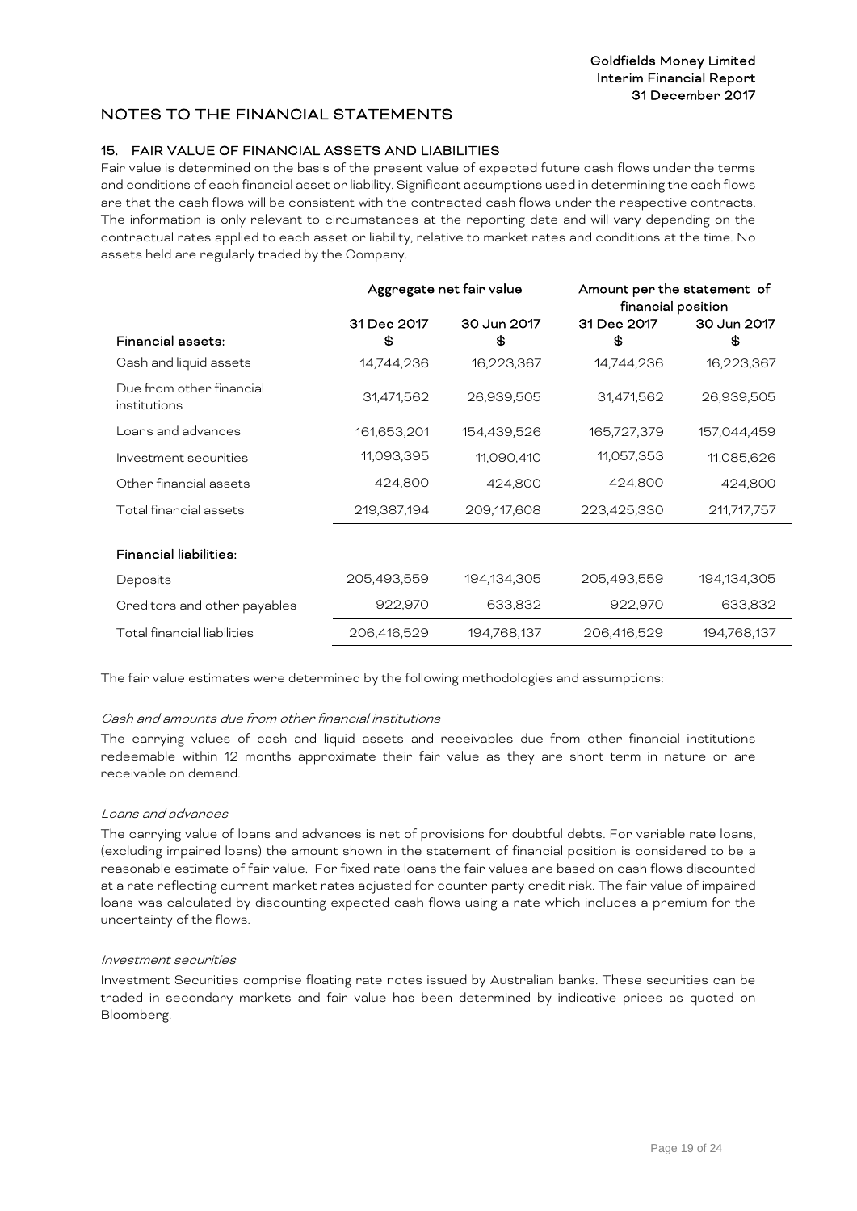# NOTES TO THE FINANCIAL STATEMENTS

## 15. FAIR VALUE OF FINANCIAL ASSETS AND LIABILITIES

Fair value is determined on the basis of the present value of expected future cash flows under the terms and conditions of each financial asset or liability. Significant assumptions used in determining the cash flows are that the cash flows will be consistent with the contracted cash flows under the respective contracts. The information is only relevant to circumstances at the reporting date and will vary depending on the contractual rates applied to each asset or liability, relative to market rates and conditions at the time. No assets held are regularly traded by the Company.

| | Aggregate net fair value | | Amount per the statement of financial position | |
|---|---|---|---|---|
| **Financial assets:** | 31 Dec 2017 $ | 30 Jun 2017 $ | 31 Dec 2017 $ | 30 Jun 2017 $ |
| Cash and liquid assets | 14,744,236 | 16,223,367 | 14,744,236 | 16,223,367 |
| Due from other financial institutions | 31,471,562 | 26,939,505 | 31,471,562 | 26,939,505 |
| Loans and advances | 161,653,201 | 154,439,526 | 165,727,379 | 157,044,459 |
| Investment securities | 11,093,395 | 11,090,410 | 11,057,353 | 11,085,626 |
| Other financial assets | 424,800 | 424,800 | 424,800 | 424,800 |
| Total financial assets | 219,387,194 | 209,117,608 | 223,425,330 | 211,717,757 |
| | | | | |
| **Financial liabilities:** | | | | |
| Deposits | 205,493,559 | 194,134,305 | 205,493,559 | 194,134,305 |
| Creditors and other payables | 922,970 | 633,832 | 922,970 | 633,832 |
| Total financial liabilities | 206,416,529 | 194,768,137 | 206,416,529 | 194,768,137 |

The fair value estimates were determined by the following methodologies and assumptions:

*Cash and amounts due from other financial institutions*

The carrying values of cash and liquid assets and receivables due from other financial institutions redeemable within 12 months approximate their fair value as they are short term in nature or are receivable on demand.

*Loans and advances*

The carrying value of loans and advances is net of provisions for doubtful debts. For variable rate loans, (excluding impaired loans) the amount shown in the statement of financial position is considered to be a reasonable estimate of fair value. For fixed rate loans the fair values are based on cash flows discounted at a rate reflecting current market rates adjusted for counter party credit risk. The fair value of impaired loans was calculated by discounting expected cash flows using a rate which includes a premium for the uncertainty of the flows.

*Investment securities*

Investment Securities comprise floating rate notes issued by Australian banks. These securities can be traded in secondary markets and fair value has been determined by indicative prices as quoted on Bloomberg.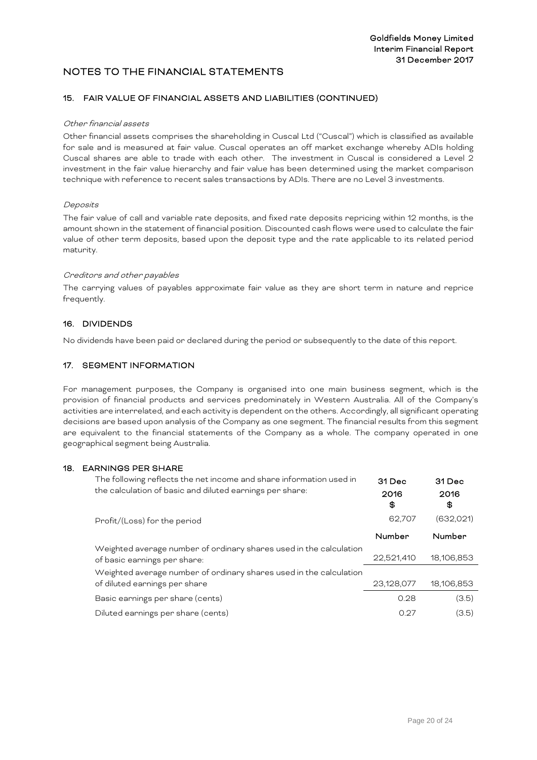# NOTES TO THE FINANCIAL STATEMENTS

## 15. FAIR VALUE OF FINANCIAL ASSETS AND LIABILITIES (CONTINUED)

*Other financial assets*

Other financial assets comprises the shareholding in Cuscal Ltd ("Cuscal") which is classified as available for sale and is measured at fair value. Cuscal operates an off market exchange whereby ADIs holding Cuscal shares are able to trade with each other. The investment in Cuscal is considered a Level 2 investment in the fair value hierarchy and fair value has been determined using the market comparison technique with reference to recent sales transactions by ADIs. There are no Level 3 investments.

*Deposits*

The fair value of call and variable rate deposits, and fixed rate deposits repricing within 12 months, is the amount shown in the statement of financial position. Discounted cash flows were used to calculate the fair value of other term deposits, based upon the deposit type and the rate applicable to its related period maturity.

*Creditors and other payables*

The carrying values of payables approximate fair value as they are short term in nature and reprice frequently.

## 16. DIVIDENDS

No dividends have been paid or declared during the period or subsequently to the date of this report.

## 17. SEGMENT INFORMATION

For management purposes, the Company is organised into one main business segment, which is the provision of financial products and services predominately in Western Australia. All of the Company's activities are interrelated, and each activity is dependent on the others. Accordingly, all significant operating decisions are based upon analysis of the Company as one segment. The financial results from this segment are equivalent to the financial statements of the Company as a whole. The company operated in one geographical segment being Australia.

## 18. EARNINGS PER SHARE

| The following reflects the net income and share information used in the calculation of basic and diluted earnings per share: | 31 Dec 2016 $ | 31 Dec 2016 $ |
|---|---|---|
| Profit/(Loss) for the period | 62,707 | (632,021) |
| | Number | Number |
| Weighted average number of ordinary shares used in the calculation of basic earnings per share: | 22,521,410 | 18,106,853 |
| Weighted average number of ordinary shares used in the calculation of diluted earnings per share | 23,128,077 | 18,106,853 |
| Basic earnings per share (cents) | 0.28 | (3.5) |
| Diluted earnings per share (cents) | 0.27 | (3.5) |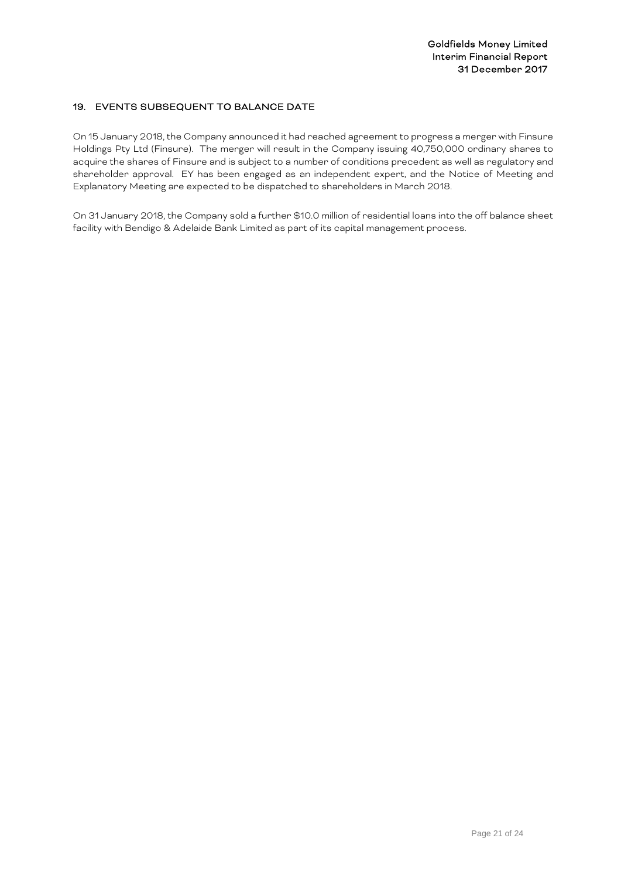## 19. EVENTS SUBSEQUENT TO BALANCE DATE

On 15 January 2018, the Company announced it had reached agreement to progress a merger with Finsure Holdings Pty Ltd (Finsure). The merger will result in the Company issuing 40,750,000 ordinary shares to acquire the shares of Finsure and is subject to a number of conditions precedent as well as regulatory and shareholder approval. EY has been engaged as an independent expert, and the Notice of Meeting and Explanatory Meeting are expected to be dispatched to shareholders in March 2018.

On 31 January 2018, the Company sold a further $10.0 million of residential loans into the off balance sheet facility with Bendigo & Adelaide Bank Limited as part of its capital management process.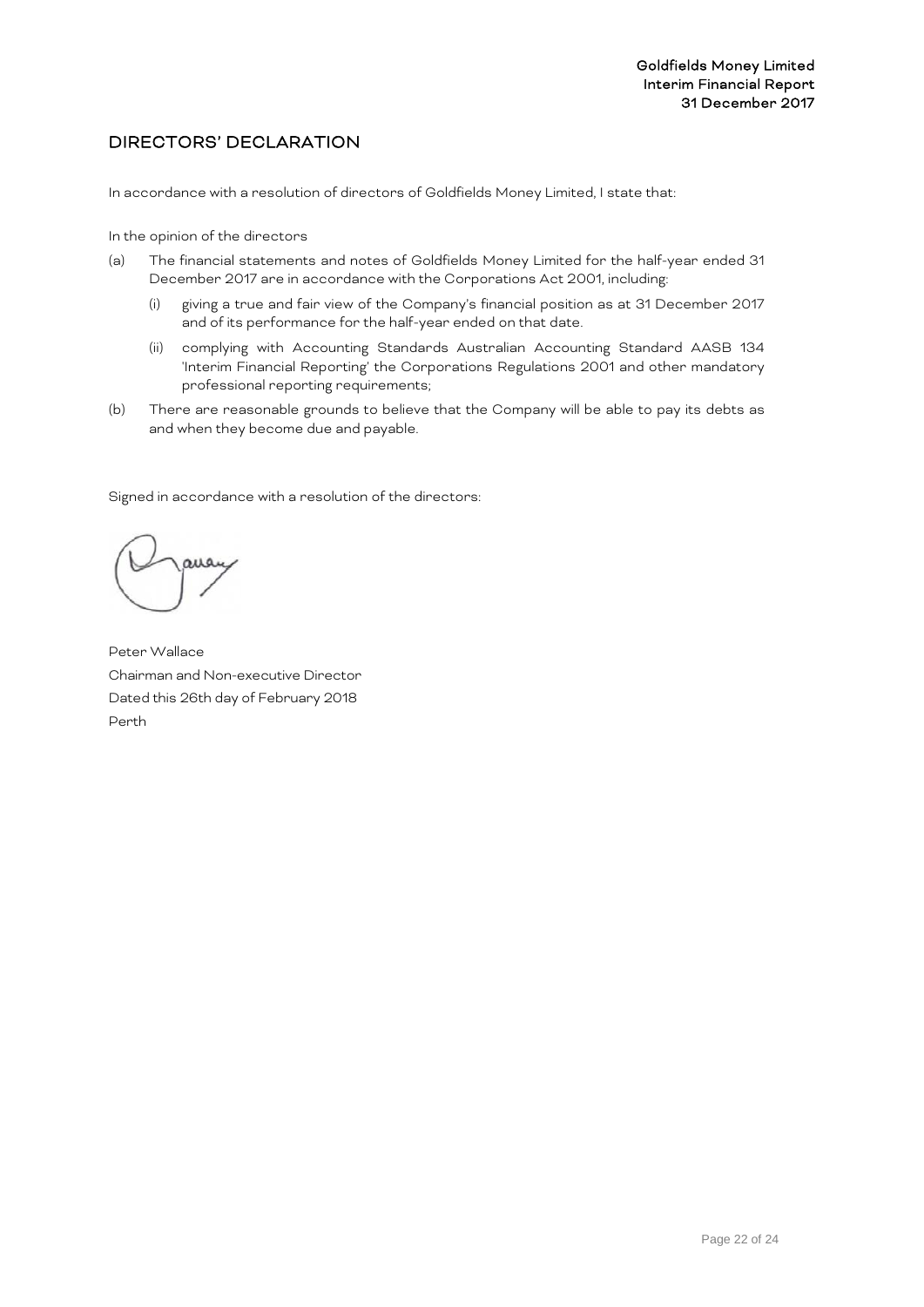## DIRECTORS' DECLARATION

In accordance with a resolution of directors of Goldfields Money Limited, I state that:

In the opinion of the directors

(a) The financial statements and notes of Goldfields Money Limited for the half-year ended 31 December 2017 are in accordance with the Corporations Act 2001, including:

   (i) giving a true and fair view of the Company's financial position as at 31 December 2017 and of its performance for the half-year ended on that date.

   (ii) complying with Accounting Standards Australian Accounting Standard AASB 134 'Interim Financial Reporting' the Corporations Regulations 2001 and other mandatory professional reporting requirements;

(b) There are reasonable grounds to believe that the Company will be able to pay its debts as and when they become due and payable.

Signed in accordance with a resolution of the directors:

Peter Wallace
Chairman and Non-executive Director
Dated this 26th day of February 2018
Perth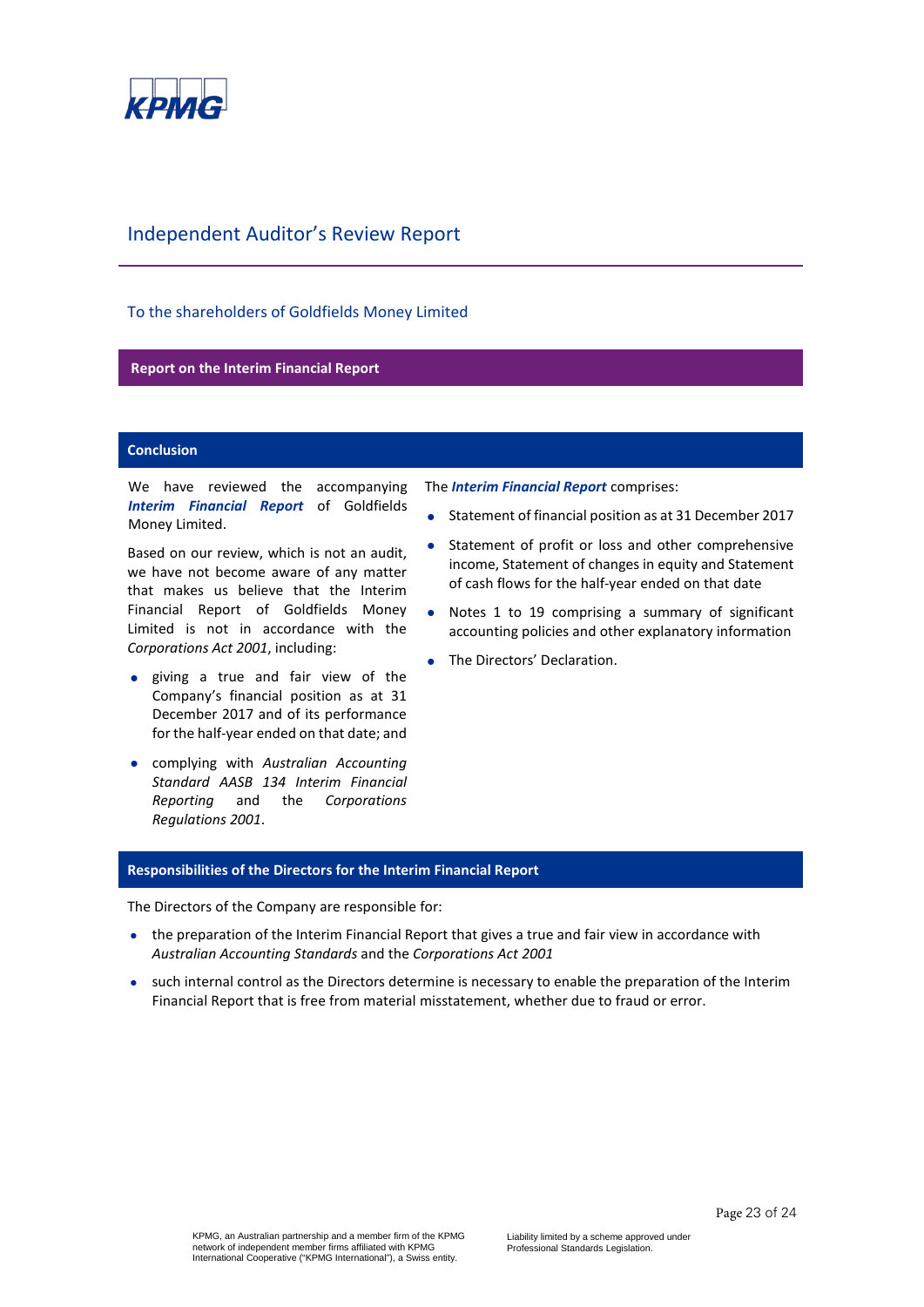KPMG

# Independent Auditor's Review Report

## To the shareholders of Goldfields Money Limited

### Report on the Interim Financial Report

#### Conclusion

We have reviewed the accompanying ***Interim Financial Report*** of Goldfields Money Limited.

Based on our review, which is not an audit, we have not become aware of any matter that makes us believe that the Interim Financial Report of Goldfields Money Limited is not in accordance with the *Corporations Act 2001*, including:

- giving a true and fair view of the Company's financial position as at 31 December 2017 and of its performance for the half-year ended on that date; and
- complying with *Australian Accounting Standard AASB 134 Interim Financial Reporting* and the *Corporations Regulations 2001*.

The ***Interim Financial Report*** comprises:

- Statement of financial position as at 31 December 2017
- Statement of profit or loss and other comprehensive income, Statement of changes in equity and Statement of cash flows for the half-year ended on that date
- Notes 1 to 19 comprising a summary of significant accounting policies and other explanatory information
- The Directors' Declaration.

#### Responsibilities of the Directors for the Interim Financial Report

The Directors of the Company are responsible for:

- the preparation of the Interim Financial Report that gives a true and fair view in accordance with *Australian Accounting Standards* and the *Corporations Act 2001*
- such internal control as the Directors determine is necessary to enable the preparation of the Interim Financial Report that is free from material misstatement, whether due to fraud or error.

KPMG, an Australian partnership and a member firm of the KPMG network of independent member firms affiliated with KPMG International Cooperative ("KPMG International"), a Swiss entity.

Liability limited by a scheme approved under Professional Standards Legislation.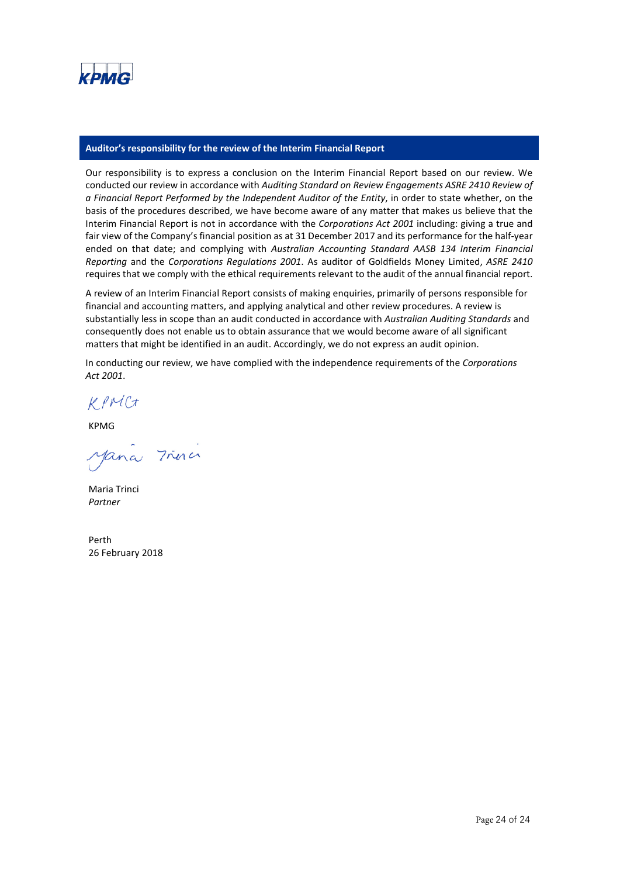## Auditor's responsibility for the review of the Interim Financial Report

Our responsibility is to express a conclusion on the Interim Financial Report based on our review. We conducted our review in accordance with *Auditing Standard on Review Engagements ASRE 2410 Review of a Financial Report Performed by the Independent Auditor of the Entity*, in order to state whether, on the basis of the procedures described, we have become aware of any matter that makes us believe that the Interim Financial Report is not in accordance with the *Corporations Act 2001* including: giving a true and fair view of the Company's financial position as at 31 December 2017 and its performance for the half-year ended on that date; and complying with *Australian Accounting Standard AASB 134 Interim Financial Reporting* and the *Corporations Regulations 2001*. As auditor of Goldfields Money Limited, *ASRE 2410* requires that we comply with the ethical requirements relevant to the audit of the annual financial report.

A review of an Interim Financial Report consists of making enquiries, primarily of persons responsible for financial and accounting matters, and applying analytical and other review procedures. A review is substantially less in scope than an audit conducted in accordance with *Australian Auditing Standards* and consequently does not enable us to obtain assurance that we would become aware of all significant matters that might be identified in an audit. Accordingly, we do not express an audit opinion.

In conducting our review, we have complied with the independence requirements of the *Corporations Act 2001*.

KPMG

Maria Trinci
*Partner*

Perth
26 February 2018